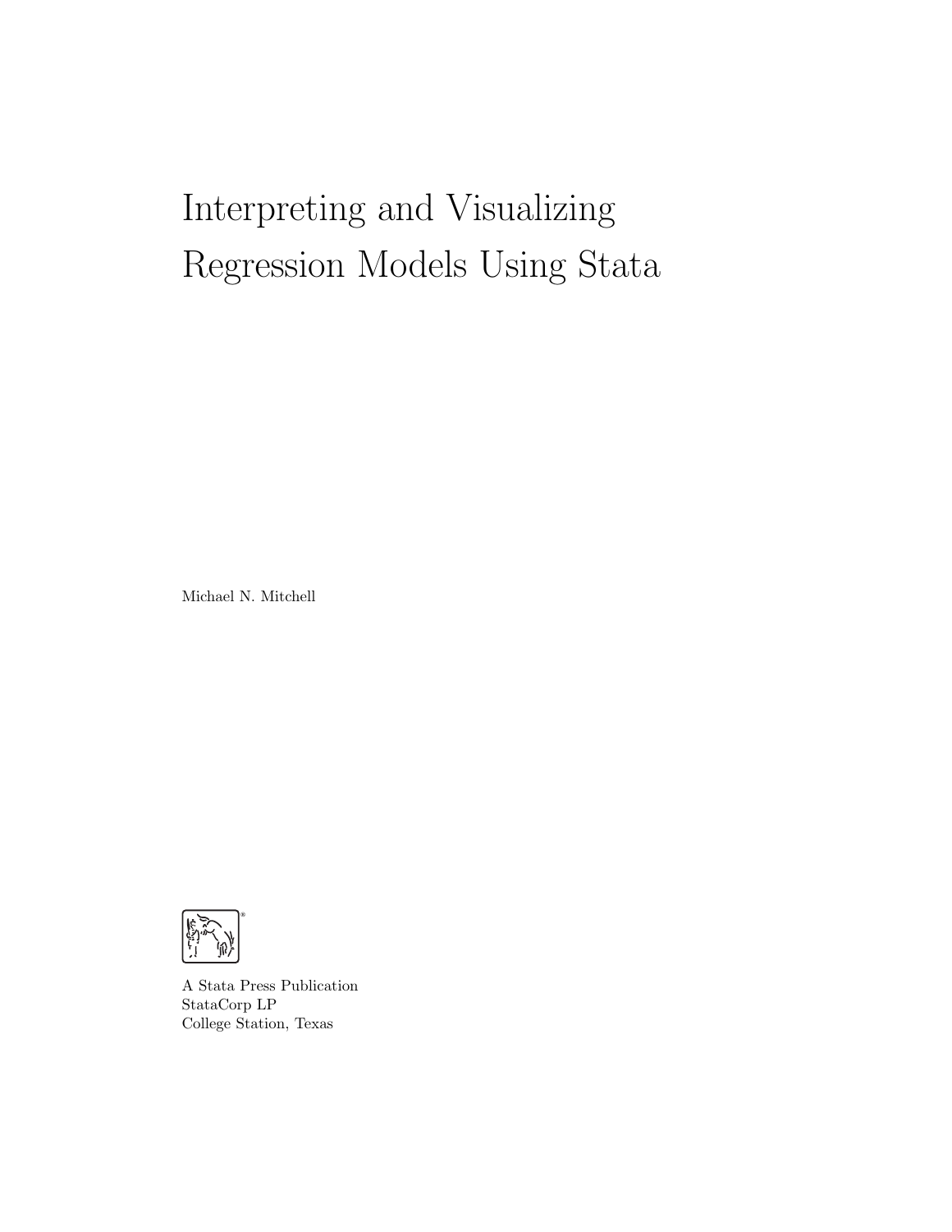# Interpreting and Visualizing Regression Models Using Stata

Michael N. Mitchell

A Stata Press Publication
StataCorp LP
College Station, Texas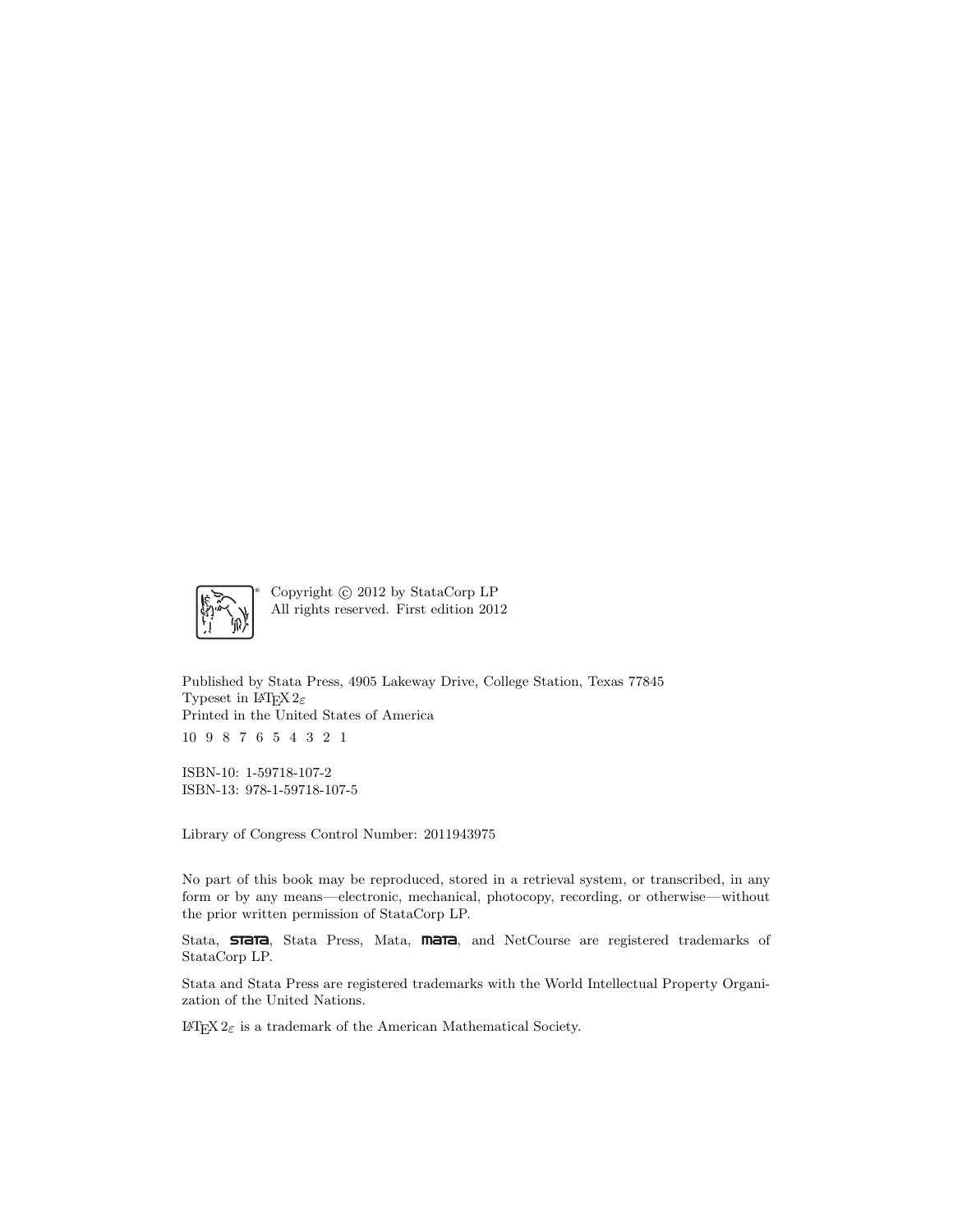Copyright © 2012 by StataCorp LP
All rights reserved. First edition 2012

Published by Stata Press, 4905 Lakeway Drive, College Station, Texas 77845
Typeset in LaTeX 2$\varepsilon$
Printed in the United States of America

10 9 8 7 6 5 4 3 2 1

ISBN-10: 1-59718-107-2
ISBN-13: 978-1-59718-107-5

Library of Congress Control Number: 2011943975

No part of this book may be reproduced, stored in a retrieval system, or transcribed, in any form or by any means—electronic, mechanical, photocopy, recording, or otherwise—without the prior written permission of StataCorp LP.

Stata, **stata**, Stata Press, Mata, **mata**, and NetCourse are registered trademarks of StataCorp LP.

Stata and Stata Press are registered trademarks with the World Intellectual Property Organization of the United Nations.

LaTeX 2$\varepsilon$ is a trademark of the American Mathematical Society.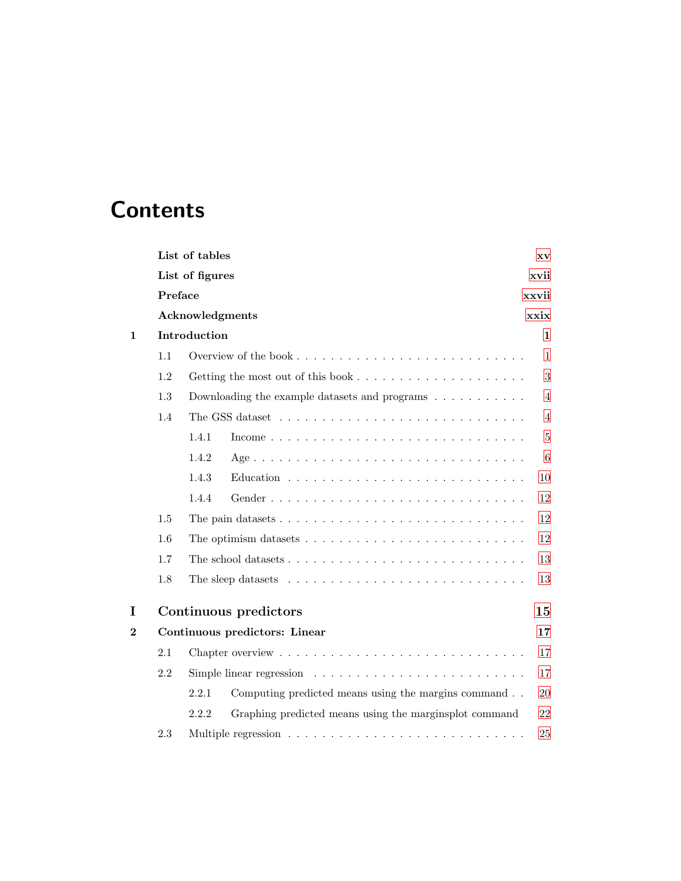# Contents

| | | |
|---|---|---|
| | **List of tables** | **xv** |
| | **List of figures** | **xvii** |
| | **Preface** | **xxvii** |
| | **Acknowledgments** | **xxix** |
| **1** | **Introduction** | **1** |
| | 1.1 Overview of the book | 1 |
| | 1.2 Getting the most out of this book | 3 |
| | 1.3 Downloading the example datasets and programs | 4 |
| | 1.4 The GSS dataset | 4 |
| | 1.4.1 Income | 5 |
| | 1.4.2 Age | 6 |
| | 1.4.3 Education | 10 |
| | 1.4.4 Gender | 12 |
| | 1.5 The pain datasets | 12 |
| | 1.6 The optimism datasets | 12 |
| | 1.7 The school datasets | 13 |
| | 1.8 The sleep datasets | 13 |
| **I** | **Continuous predictors** | **15** |
| **2** | **Continuous predictors: Linear** | **17** |
| | 2.1 Chapter overview | 17 |
| | 2.2 Simple linear regression | 17 |
| | 2.2.1 Computing predicted means using the margins command | 20 |
| | 2.2.2 Graphing predicted means using the marginsplot command | 22 |
| | 2.3 Multiple regression | 25 |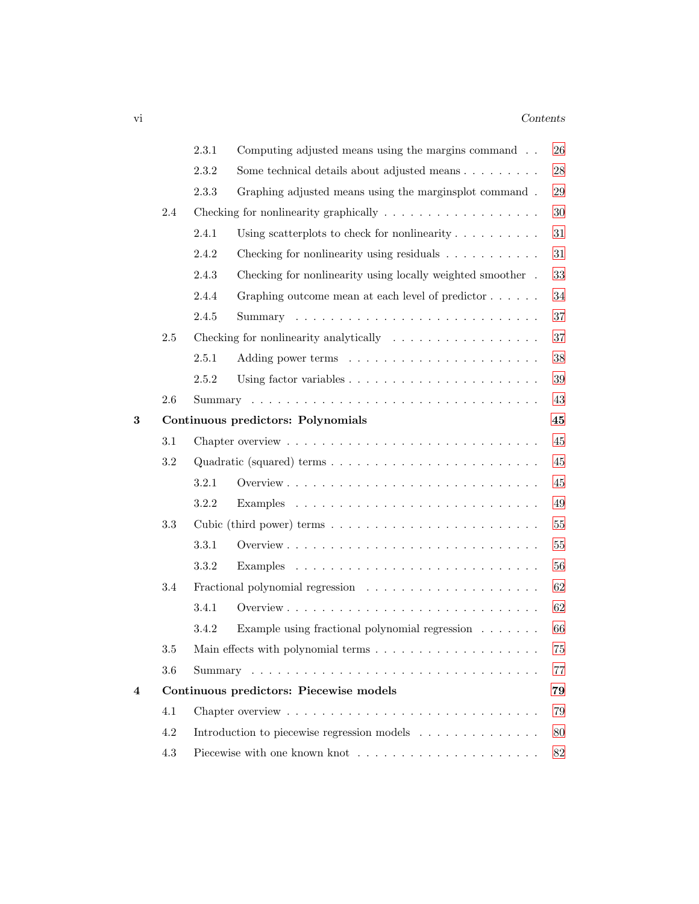| | | | |
|---|---|---|---|
| | 2.3.1 | Computing adjusted means using the margins command | 26 |
| | 2.3.2 | Some technical details about adjusted means | 28 |
| | 2.3.3 | Graphing adjusted means using the marginsplot command | 29 |
| 2.4 | Checking for nonlinearity graphically | | 30 |
| | 2.4.1 | Using scatterplots to check for nonlinearity | 31 |
| | 2.4.2 | Checking for nonlinearity using residuals | 31 |
| | 2.4.3 | Checking for nonlinearity using locally weighted smoother | 33 |
| | 2.4.4 | Graphing outcome mean at each level of predictor | 34 |
| | 2.4.5 | Summary | 37 |
| 2.5 | Checking for nonlinearity analytically | | 37 |
| | 2.5.1 | Adding power terms | 38 |
| | 2.5.2 | Using factor variables | 39 |
| 2.6 | Summary | | 43 |
| **3** | **Continuous predictors: Polynomials** | | **45** |
| 3.1 | Chapter overview | | 45 |
| 3.2 | Quadratic (squared) terms | | 45 |
| | 3.2.1 | Overview | 45 |
| | 3.2.2 | Examples | 49 |
| 3.3 | Cubic (third power) terms | | 55 |
| | 3.3.1 | Overview | 55 |
| | 3.3.2 | Examples | 56 |
| 3.4 | Fractional polynomial regression | | 62 |
| | 3.4.1 | Overview | 62 |
| | 3.4.2 | Example using fractional polynomial regression | 66 |
| 3.5 | Main effects with polynomial terms | | 75 |
| 3.6 | Summary | | 77 |
| **4** | **Continuous predictors: Piecewise models** | | **79** |
| 4.1 | Chapter overview | | 79 |
| 4.2 | Introduction to piecewise regression models | | 80 |
| 4.3 | Piecewise with one known knot | | 82 |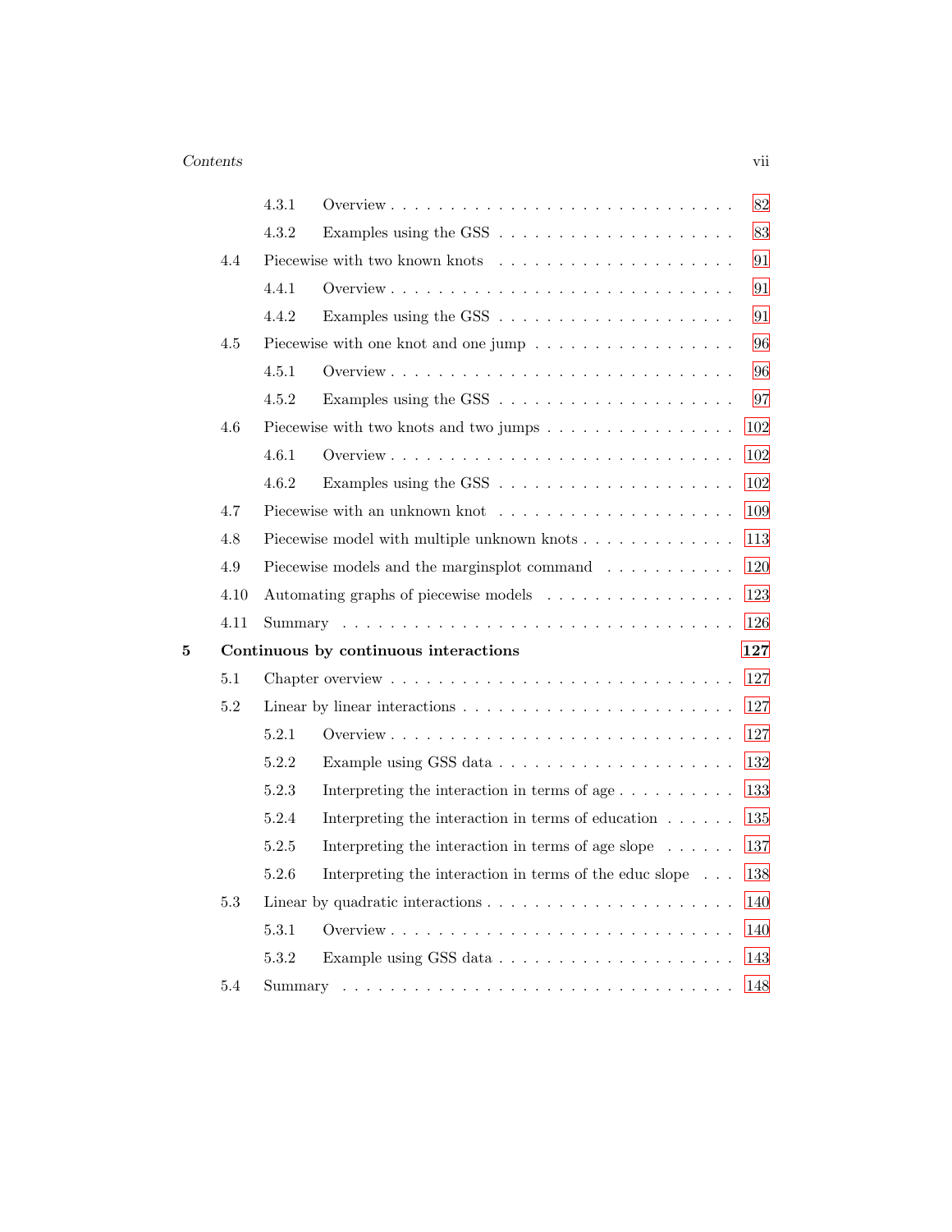| | | | |
|---|---|---|---|
| | 4.3.1 | Overview | 82 |
| | 4.3.2 | Examples using the GSS | 83 |
| 4.4 | | Piecewise with two known knots | 91 |
| | 4.4.1 | Overview | 91 |
| | 4.4.2 | Examples using the GSS | 91 |
| 4.5 | | Piecewise with one knot and one jump | 96 |
| | 4.5.1 | Overview | 96 |
| | 4.5.2 | Examples using the GSS | 97 |
| 4.6 | | Piecewise with two knots and two jumps | 102 |
| | 4.6.1 | Overview | 102 |
| | 4.6.2 | Examples using the GSS | 102 |
| 4.7 | | Piecewise with an unknown knot | 109 |
| 4.8 | | Piecewise model with multiple unknown knots | 113 |
| 4.9 | | Piecewise models and the marginsplot command | 120 |
| 4.10 | | Automating graphs of piecewise models | 123 |
| 4.11 | | Summary | 126 |

**5 Continuous by continuous interactions** **127**

| | | | |
|---|---|---|---|
| 5.1 | | Chapter overview | 127 |
| 5.2 | | Linear by linear interactions | 127 |
| | 5.2.1 | Overview | 127 |
| | 5.2.2 | Example using GSS data | 132 |
| | 5.2.3 | Interpreting the interaction in terms of age | 133 |
| | 5.2.4 | Interpreting the interaction in terms of education | 135 |
| | 5.2.5 | Interpreting the interaction in terms of age slope | 137 |
| | 5.2.6 | Interpreting the interaction in terms of the educ slope | 138 |
| 5.3 | | Linear by quadratic interactions | 140 |
| | 5.3.1 | Overview | 140 |
| | 5.3.2 | Example using GSS data | 143 |
| 5.4 | | Summary | 148 |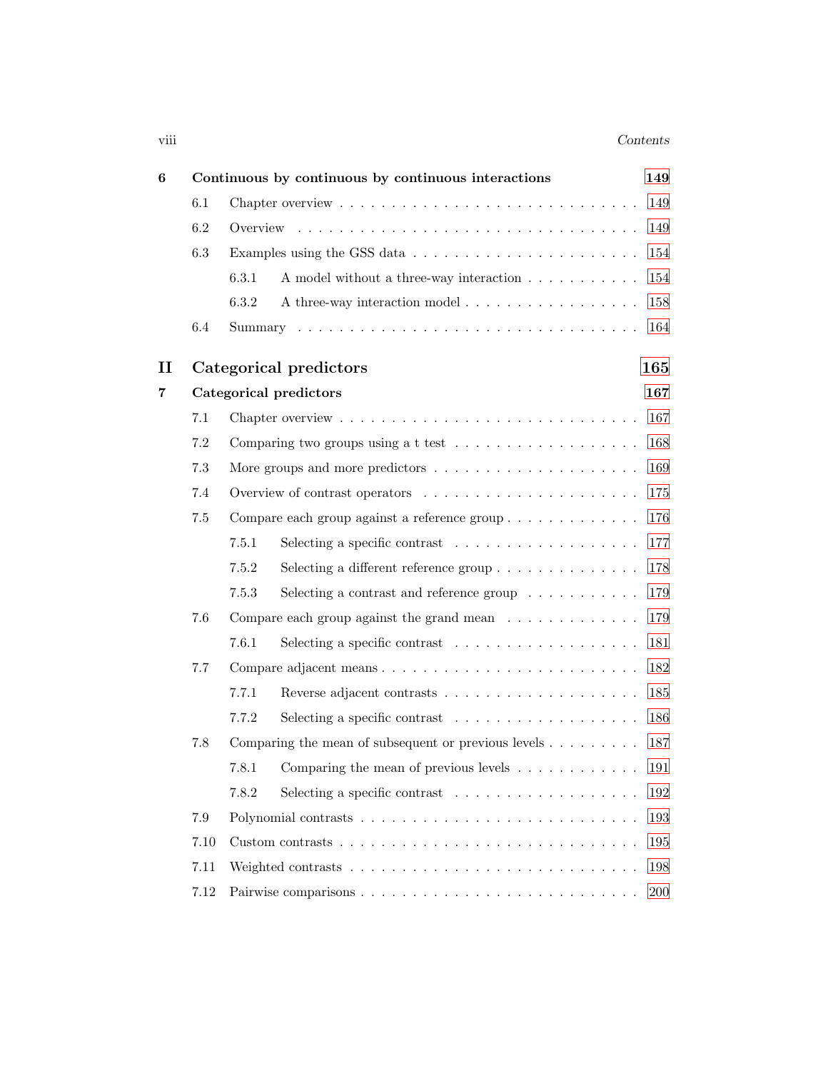**6 Continuous by continuous by continuous interactions 149**

- 6.1 Chapter overview . . . 149
- 6.2 Overview . . . 149
- 6.3 Examples using the GSS data . . . 154
  - 6.3.1 A model without a three-way interaction . . . 154
  - 6.3.2 A three-way interaction model . . . 158
- 6.4 Summary . . . 164

## II Categorical predictors 165

**7 Categorical predictors 167**

- 7.1 Chapter overview . . . 167
- 7.2 Comparing two groups using a t test . . . 168
- 7.3 More groups and more predictors . . . 169
- 7.4 Overview of contrast operators . . . 175
- 7.5 Compare each group against a reference group . . . 176
  - 7.5.1 Selecting a specific contrast . . . 177
  - 7.5.2 Selecting a different reference group . . . 178
  - 7.5.3 Selecting a contrast and reference group . . . 179
- 7.6 Compare each group against the grand mean . . . 179
  - 7.6.1 Selecting a specific contrast . . . 181
- 7.7 Compare adjacent means . . . 182
  - 7.7.1 Reverse adjacent contrasts . . . 185
  - 7.7.2 Selecting a specific contrast . . . 186
- 7.8 Comparing the mean of subsequent or previous levels . . . 187
  - 7.8.1 Comparing the mean of previous levels . . . 191
  - 7.8.2 Selecting a specific contrast . . . 192
- 7.9 Polynomial contrasts . . . 193
- 7.10 Custom contrasts . . . 195
- 7.11 Weighted contrasts . . . 198
- 7.12 Pairwise comparisons . . . 200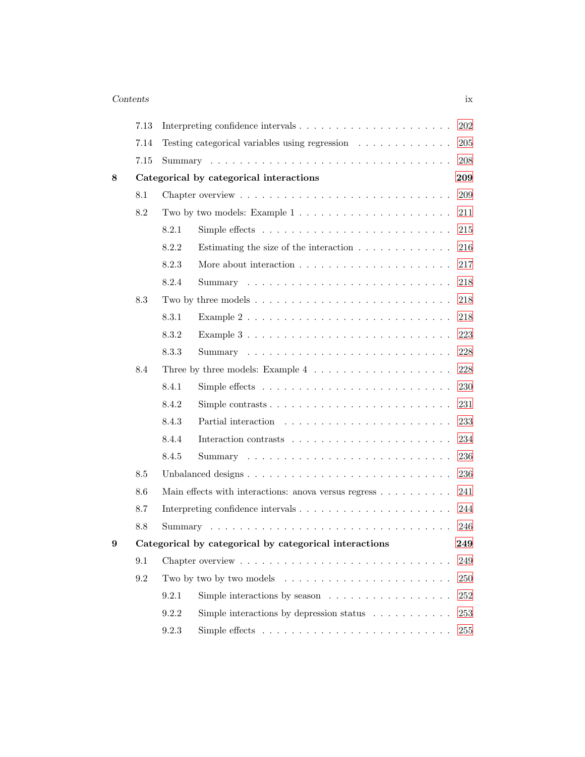7.13 Interpreting confidence intervals . . . . . . . . . . . . . . . . . . . . . 202
7.14 Testing categorical variables using regression . . . . . . . . . . . . . 205
7.15 Summary . . . . . . . . . . . . . . . . . . . . . . . . . . . . . . . . 208

**8 Categorical by categorical interactions** **209**

8.1 Chapter overview . . . . . . . . . . . . . . . . . . . . . . . . . . . 209
8.2 Two by two models: Example 1 . . . . . . . . . . . . . . . . . . . . . 211
8.2.1 Simple effects . . . . . . . . . . . . . . . . . . . . . . . . . 215
8.2.2 Estimating the size of the interaction . . . . . . . . . . . . . 216
8.2.3 More about interaction . . . . . . . . . . . . . . . . . . . . 217
8.2.4 Summary . . . . . . . . . . . . . . . . . . . . . . . . . . . 218
8.3 Two by three models . . . . . . . . . . . . . . . . . . . . . . . . . . 218
8.3.1 Example 2 . . . . . . . . . . . . . . . . . . . . . . . . . . . 218
8.3.2 Example 3 . . . . . . . . . . . . . . . . . . . . . . . . . . . 223
8.3.3 Summary . . . . . . . . . . . . . . . . . . . . . . . . . . . 228
8.4 Three by three models: Example 4 . . . . . . . . . . . . . . . . . . . 228
8.4.1 Simple effects . . . . . . . . . . . . . . . . . . . . . . . . . 230
8.4.2 Simple contrasts . . . . . . . . . . . . . . . . . . . . . . . . 231
8.4.3 Partial interaction . . . . . . . . . . . . . . . . . . . . . . . 233
8.4.4 Interaction contrasts . . . . . . . . . . . . . . . . . . . . . . 234
8.4.5 Summary . . . . . . . . . . . . . . . . . . . . . . . . . . . 236
8.5 Unbalanced designs . . . . . . . . . . . . . . . . . . . . . . . . . . . 236
8.6 Main effects with interactions: anova versus regress . . . . . . . . . . 241
8.7 Interpreting confidence intervals . . . . . . . . . . . . . . . . . . . . . 244
8.8 Summary . . . . . . . . . . . . . . . . . . . . . . . . . . . . . . . . 246

**9 Categorical by categorical by categorical interactions** **249**

9.1 Chapter overview . . . . . . . . . . . . . . . . . . . . . . . . . . . 249
9.2 Two by two by two models . . . . . . . . . . . . . . . . . . . . . . . 250
9.2.1 Simple interactions by season . . . . . . . . . . . . . . . . . 252
9.2.2 Simple interactions by depression status . . . . . . . . . . . 253
9.2.3 Simple effects . . . . . . . . . . . . . . . . . . . . . . . . . 255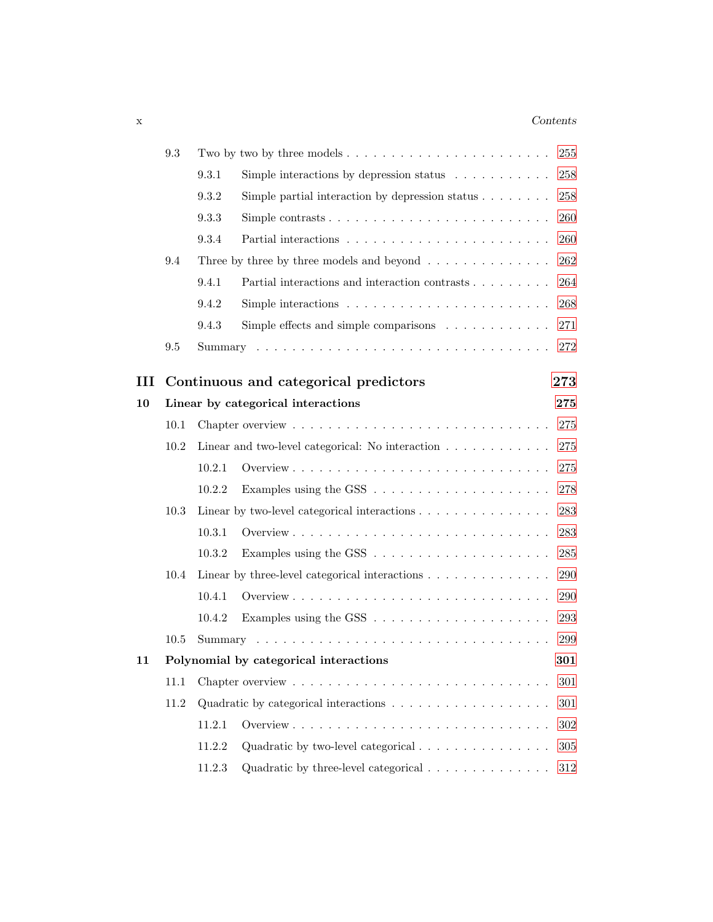- 9.3 Two by two by three models . . . . . . . . . . . . . . . . . . . . . . 255
  - 9.3.1 Simple interactions by depression status . . . . . . . . . . . 258
  - 9.3.2 Simple partial interaction by depression status . . . . . . . . 258
  - 9.3.3 Simple contrasts . . . . . . . . . . . . . . . . . . . . . . . . 260
  - 9.3.4 Partial interactions . . . . . . . . . . . . . . . . . . . . . . 260
- 9.4 Three by three by three models and beyond . . . . . . . . . . . . . 262
  - 9.4.1 Partial interactions and interaction contrasts . . . . . . . . . 264
  - 9.4.2 Simple interactions . . . . . . . . . . . . . . . . . . . . . . 268
  - 9.4.3 Simple effects and simple comparisons . . . . . . . . . . . . 271
- 9.5 Summary . . . . . . . . . . . . . . . . . . . . . . . . . . . . . . . 272

# III Continuous and categorical predictors 273

## 10 Linear by categorical interactions 275

- 10.1 Chapter overview . . . . . . . . . . . . . . . . . . . . . . . . . . 275
- 10.2 Linear and two-level categorical: No interaction . . . . . . . . . . . 275
  - 10.2.1 Overview . . . . . . . . . . . . . . . . . . . . . . . . . . . 275
  - 10.2.2 Examples using the GSS . . . . . . . . . . . . . . . . . . . 278
- 10.3 Linear by two-level categorical interactions . . . . . . . . . . . . . 283
  - 10.3.1 Overview . . . . . . . . . . . . . . . . . . . . . . . . . . . 283
  - 10.3.2 Examples using the GSS . . . . . . . . . . . . . . . . . . . 285
- 10.4 Linear by three-level categorical interactions . . . . . . . . . . . . 290
  - 10.4.1 Overview . . . . . . . . . . . . . . . . . . . . . . . . . . . 290
  - 10.4.2 Examples using the GSS . . . . . . . . . . . . . . . . . . . 293
- 10.5 Summary . . . . . . . . . . . . . . . . . . . . . . . . . . . . . . . 299

## 11 Polynomial by categorical interactions 301

- 11.1 Chapter overview . . . . . . . . . . . . . . . . . . . . . . . . . . 301
- 11.2 Quadratic by categorical interactions . . . . . . . . . . . . . . . . . 301
  - 11.2.1 Overview . . . . . . . . . . . . . . . . . . . . . . . . . . . 302
  - 11.2.2 Quadratic by two-level categorical . . . . . . . . . . . . . . 305
  - 11.2.3 Quadratic by three-level categorical . . . . . . . . . . . . . 312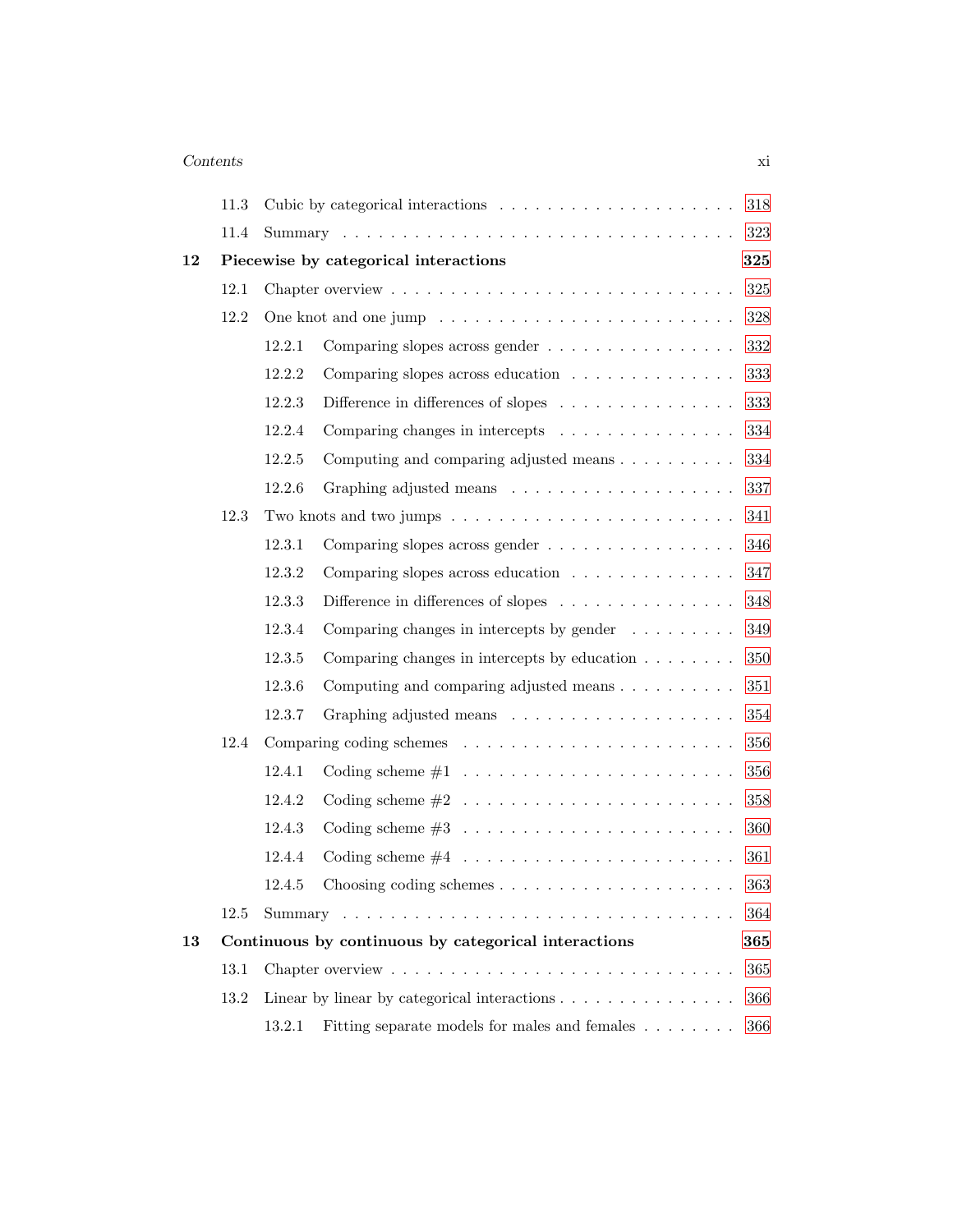11.3 Cubic by categorical interactions . . . . . . . . . . . . . . . . . . . . 318

11.4 Summary . . . . . . . . . . . . . . . . . . . . . . . . . . . . . . . . . 323

**12 Piecewise by categorical interactions** **325**

12.1 Chapter overview . . . . . . . . . . . . . . . . . . . . . . . . . . . 325

12.2 One knot and one jump . . . . . . . . . . . . . . . . . . . . . . . . 328

12.2.1 Comparing slopes across gender . . . . . . . . . . . . . . . . 332

12.2.2 Comparing slopes across education . . . . . . . . . . . . . . 333

12.2.3 Difference in differences of slopes . . . . . . . . . . . . . . 333

12.2.4 Comparing changes in intercepts . . . . . . . . . . . . . . . 334

12.2.5 Computing and comparing adjusted means . . . . . . . . . . 334

12.2.6 Graphing adjusted means . . . . . . . . . . . . . . . . . . . 337

12.3 Two knots and two jumps . . . . . . . . . . . . . . . . . . . . . . . 341

12.3.1 Comparing slopes across gender . . . . . . . . . . . . . . . . 346

12.3.2 Comparing slopes across education . . . . . . . . . . . . . . 347

12.3.3 Difference in differences of slopes . . . . . . . . . . . . . . 348

12.3.4 Comparing changes in intercepts by gender . . . . . . . . . 349

12.3.5 Comparing changes in intercepts by education . . . . . . . . 350

12.3.6 Computing and comparing adjusted means . . . . . . . . . . 351

12.3.7 Graphing adjusted means . . . . . . . . . . . . . . . . . . . 354

12.4 Comparing coding schemes . . . . . . . . . . . . . . . . . . . . . . 356

12.4.1 Coding scheme #1 . . . . . . . . . . . . . . . . . . . . . . . 356

12.4.2 Coding scheme #2 . . . . . . . . . . . . . . . . . . . . . . . 358

12.4.3 Coding scheme #3 . . . . . . . . . . . . . . . . . . . . . . . 360

12.4.4 Coding scheme #4 . . . . . . . . . . . . . . . . . . . . . . . 361

12.4.5 Choosing coding schemes . . . . . . . . . . . . . . . . . . . 363

12.5 Summary . . . . . . . . . . . . . . . . . . . . . . . . . . . . . . . . . 364

**13 Continuous by continuous by categorical interactions** **365**

13.1 Chapter overview . . . . . . . . . . . . . . . . . . . . . . . . . . . 365

13.2 Linear by linear by categorical interactions . . . . . . . . . . . . . . 366

13.2.1 Fitting separate models for males and females . . . . . . . . 366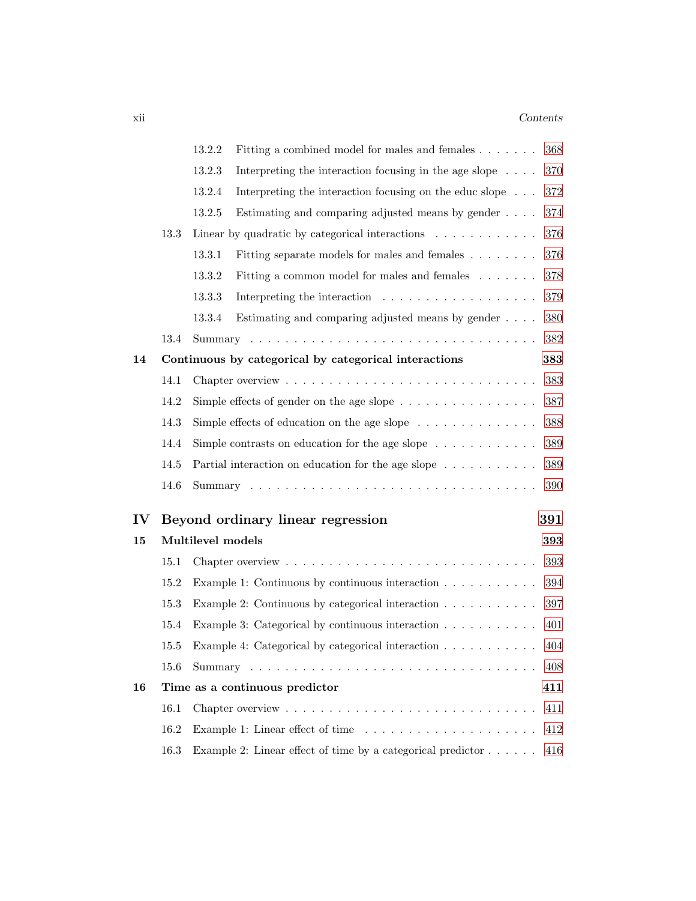| | | | |
|---|---|---|---|
| | 13.2.2 | Fitting a combined model for males and females | 368 |
| | 13.2.3 | Interpreting the interaction focusing in the age slope | 370 |
| | 13.2.4 | Interpreting the interaction focusing on the educ slope | 372 |
| | 13.2.5 | Estimating and comparing adjusted means by gender | 374 |
| 13.3 | Linear by quadratic by categorical interactions | | 376 |
| | 13.3.1 | Fitting separate models for males and females | 376 |
| | 13.3.2 | Fitting a common model for males and females | 378 |
| | 13.3.3 | Interpreting the interaction | 379 |
| | 13.3.4 | Estimating and comparing adjusted means by gender | 380 |
| 13.4 | Summary | | 382 |

**14 Continuous by categorical by categorical interactions** **383**

| | | |
|---|---|---|
| 14.1 | Chapter overview | 383 |
| 14.2 | Simple effects of gender on the age slope | 387 |
| 14.3 | Simple effects of education on the age slope | 388 |
| 14.4 | Simple contrasts on education for the age slope | 389 |
| 14.5 | Partial interaction on education for the age slope | 389 |
| 14.6 | Summary | 390 |

# IV Beyond ordinary linear regression **391**

**15 Multilevel models** **393**

| | | |
|---|---|---|
| 15.1 | Chapter overview | 393 |
| 15.2 | Example 1: Continuous by continuous interaction | 394 |
| 15.3 | Example 2: Continuous by categorical interaction | 397 |
| 15.4 | Example 3: Categorical by continuous interaction | 401 |
| 15.5 | Example 4: Categorical by categorical interaction | 404 |
| 15.6 | Summary | 408 |

**16 Time as a continuous predictor** **411**

| | | |
|---|---|---|
| 16.1 | Chapter overview | 411 |
| 16.2 | Example 1: Linear effect of time | 412 |
| 16.3 | Example 2: Linear effect of time by a categorical predictor | 416 |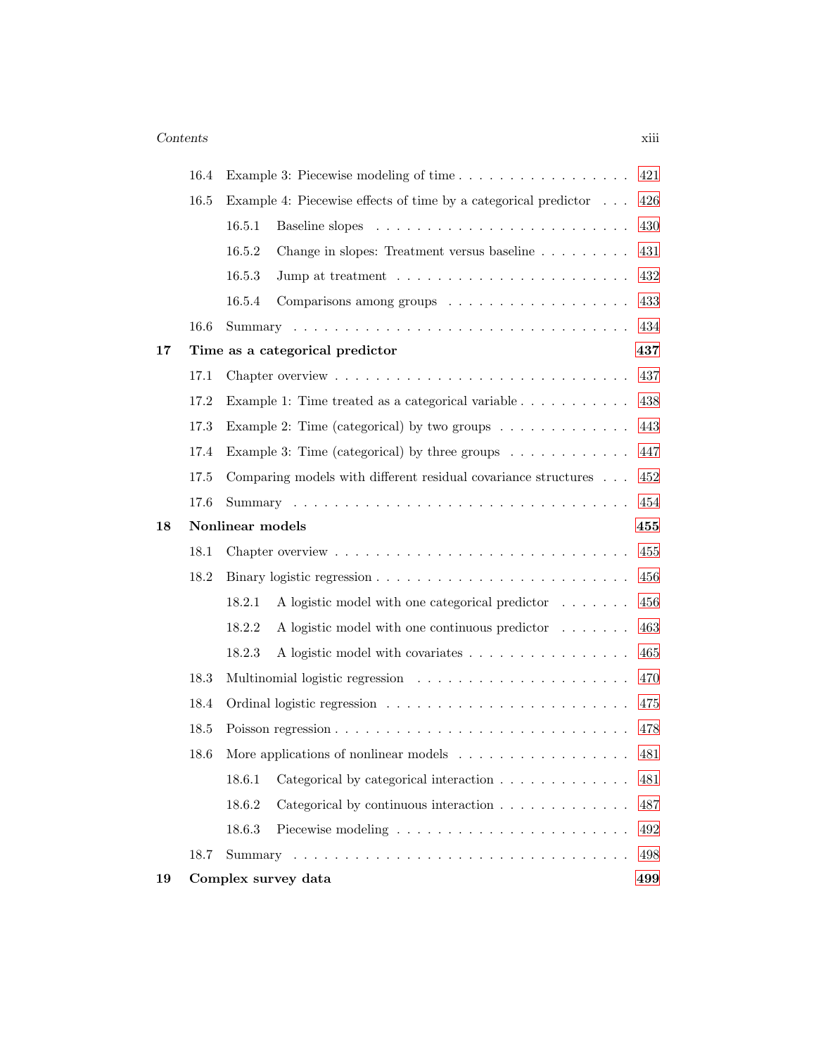16.4 Example 3: Piecewise modeling of time . . . . . . . . . . . . . . . . . 421

16.5 Example 4: Piecewise effects of time by a categorical predictor . . . 426

16.5.1 Baseline slopes . . . . . . . . . . . . . . . . . . . . . . . . 430

16.5.2 Change in slopes: Treatment versus baseline . . . . . . . . . 431

16.5.3 Jump at treatment . . . . . . . . . . . . . . . . . . . . . . 432

16.5.4 Comparisons among groups . . . . . . . . . . . . . . . . . 433

16.6 Summary . . . . . . . . . . . . . . . . . . . . . . . . . . . . . . . . 434

**17 Time as a categorical predictor 437**

17.1 Chapter overview . . . . . . . . . . . . . . . . . . . . . . . . . . . . 437

17.2 Example 1: Time treated as a categorical variable . . . . . . . . . . . 438

17.3 Example 2: Time (categorical) by two groups . . . . . . . . . . . . . 443

17.4 Example 3: Time (categorical) by three groups . . . . . . . . . . . . 447

17.5 Comparing models with different residual covariance structures . . . 452

17.6 Summary . . . . . . . . . . . . . . . . . . . . . . . . . . . . . . . . 454

**18 Nonlinear models 455**

18.1 Chapter overview . . . . . . . . . . . . . . . . . . . . . . . . . . . . 455

18.2 Binary logistic regression . . . . . . . . . . . . . . . . . . . . . . . . 456

18.2.1 A logistic model with one categorical predictor . . . . . . . 456

18.2.2 A logistic model with one continuous predictor . . . . . . . 463

18.2.3 A logistic model with covariates . . . . . . . . . . . . . . . 465

18.3 Multinomial logistic regression . . . . . . . . . . . . . . . . . . . . . 470

18.4 Ordinal logistic regression . . . . . . . . . . . . . . . . . . . . . . . 475

18.5 Poisson regression . . . . . . . . . . . . . . . . . . . . . . . . . . . . 478

18.6 More applications of nonlinear models . . . . . . . . . . . . . . . . . 481

18.6.1 Categorical by categorical interaction . . . . . . . . . . . . . 481

18.6.2 Categorical by continuous interaction . . . . . . . . . . . . . 487

18.6.3 Piecewise modeling . . . . . . . . . . . . . . . . . . . . . . 492

18.7 Summary . . . . . . . . . . . . . . . . . . . . . . . . . . . . . . . . 498

**19 Complex survey data 499**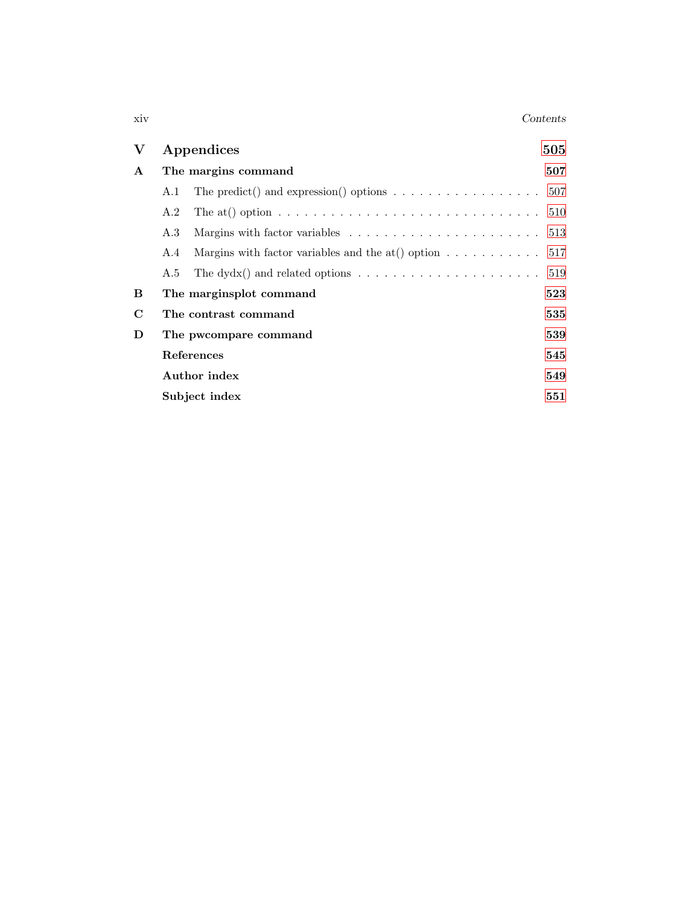# V Appendices 505

## A The margins command 507

- A.1 The predict() and expression() options . . . . . . . . . . . . . . . . . . 507
- A.2 The at() option . . . . . . . . . . . . . . . . . . . . . . . . . . . . . 510
- A.3 Margins with factor variables . . . . . . . . . . . . . . . . . . . . . . 513
- A.4 Margins with factor variables and the at() option . . . . . . . . . . . 517
- A.5 The dydx() and related options . . . . . . . . . . . . . . . . . . . . . 519

## B The marginsplot command 523

## C The contrast command 535

## D The pwcompare command 539

## References 545

## Author index 549

## Subject index 551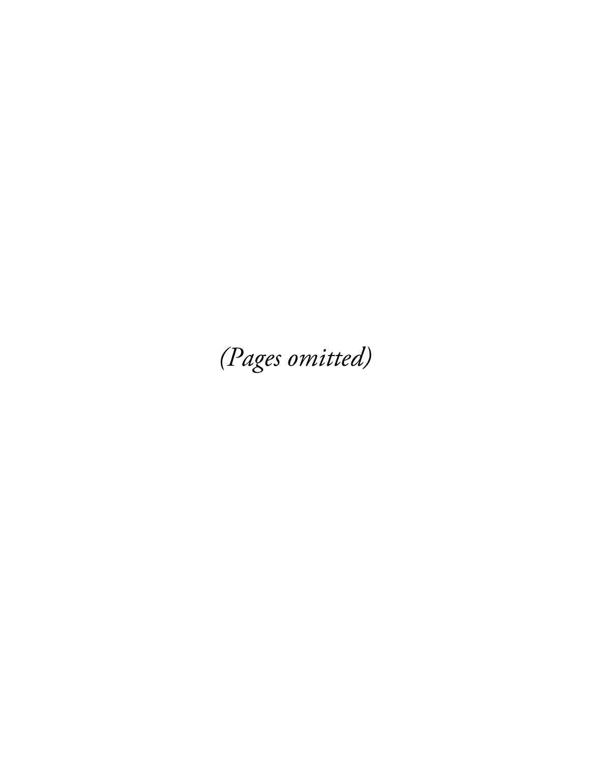*(Pages omitted)*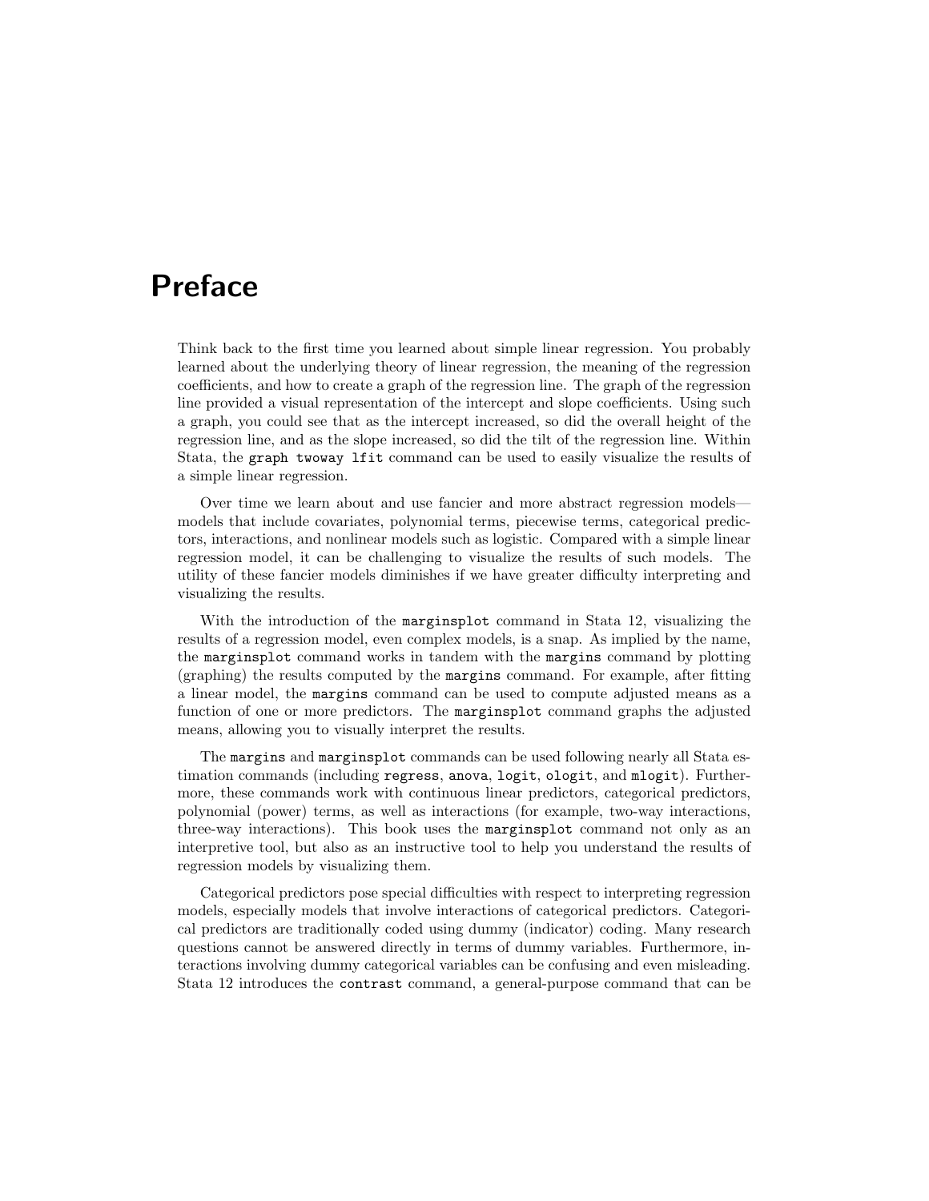# Preface

Think back to the first time you learned about simple linear regression. You probably learned about the underlying theory of linear regression, the meaning of the regression coefficients, and how to create a graph of the regression line. The graph of the regression line provided a visual representation of the intercept and slope coefficients. Using such a graph, you could see that as the intercept increased, so did the overall height of the regression line, and as the slope increased, so did the tilt of the regression line. Within Stata, the `graph twoway lfit` command can be used to easily visualize the results of a simple linear regression.

Over time we learn about and use fancier and more abstract regression models—models that include covariates, polynomial terms, piecewise terms, categorical predictors, interactions, and nonlinear models such as logistic. Compared with a simple linear regression model, it can be challenging to visualize the results of such models. The utility of these fancier models diminishes if we have greater difficulty interpreting and visualizing the results.

With the introduction of the `marginsplot` command in Stata 12, visualizing the results of a regression model, even complex models, is a snap. As implied by the name, the `marginsplot` command works in tandem with the `margins` command by plotting (graphing) the results computed by the `margins` command. For example, after fitting a linear model, the `margins` command can be used to compute adjusted means as a function of one or more predictors. The `marginsplot` command graphs the adjusted means, allowing you to visually interpret the results.

The `margins` and `marginsplot` commands can be used following nearly all Stata estimation commands (including `regress`, `anova`, `logit`, `ologit`, and `mlogit`). Furthermore, these commands work with continuous linear predictors, categorical predictors, polynomial (power) terms, as well as interactions (for example, two-way interactions, three-way interactions). This book uses the `marginsplot` command not only as an interpretive tool, but also as an instructive tool to help you understand the results of regression models by visualizing them.

Categorical predictors pose special difficulties with respect to interpreting regression models, especially models that involve interactions of categorical predictors. Categorical predictors are traditionally coded using dummy (indicator) coding. Many research questions cannot be answered directly in terms of dummy variables. Furthermore, interactions involving dummy categorical variables can be confusing and even misleading. Stata 12 introduces the `contrast` command, a general-purpose command that can be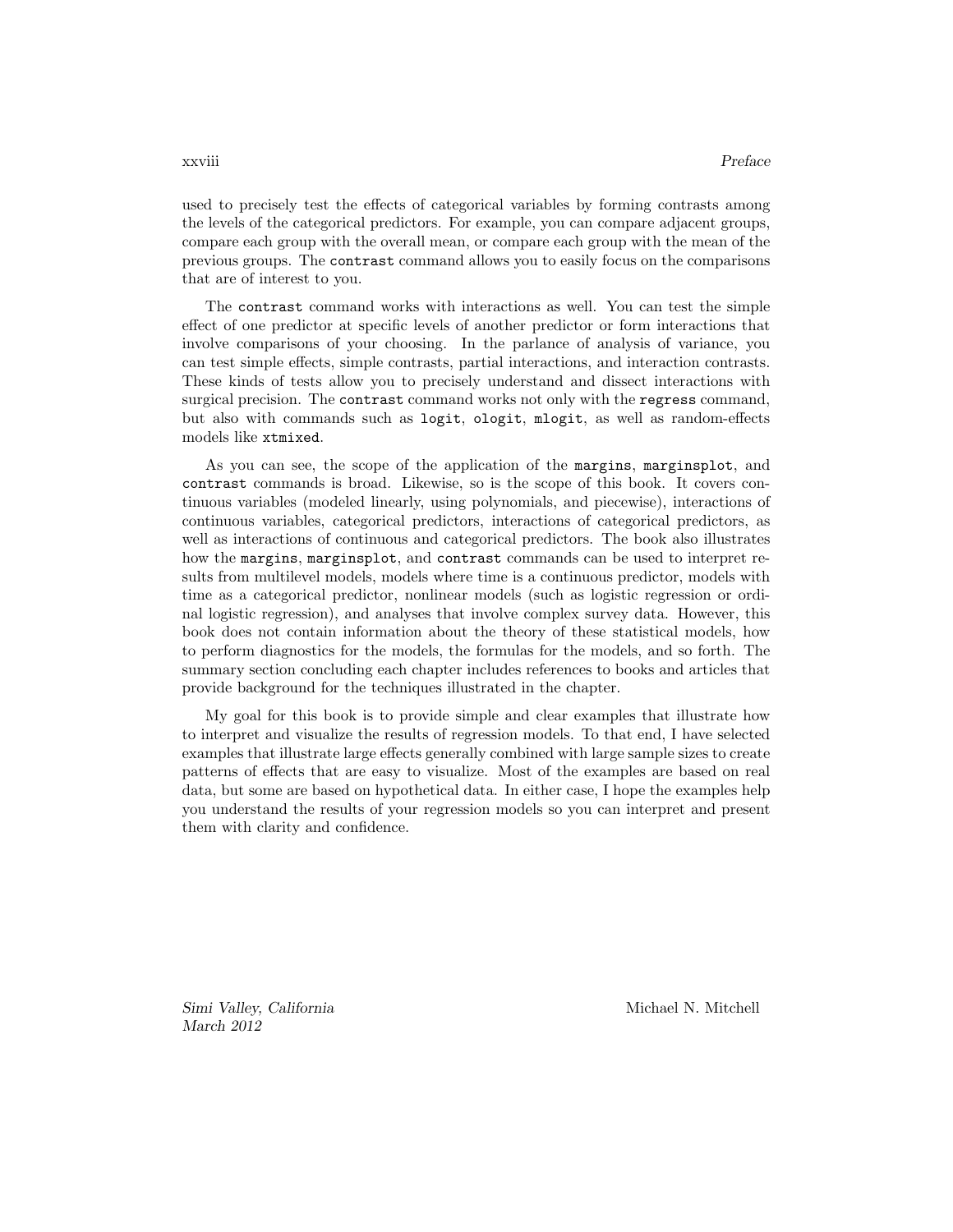used to precisely test the effects of categorical variables by forming contrasts among the levels of the categorical predictors. For example, you can compare adjacent groups, compare each group with the overall mean, or compare each group with the mean of the previous groups. The `contrast` command allows you to easily focus on the comparisons that are of interest to you.

The `contrast` command works with interactions as well. You can test the simple effect of one predictor at specific levels of another predictor or form interactions that involve comparisons of your choosing. In the parlance of analysis of variance, you can test simple effects, simple contrasts, partial interactions, and interaction contrasts. These kinds of tests allow you to precisely understand and dissect interactions with surgical precision. The `contrast` command works not only with the `regress` command, but also with commands such as `logit`, `ologit`, `mlogit`, as well as random-effects models like `xtmixed`.

As you can see, the scope of the application of the `margins`, `marginsplot`, and `contrast` commands is broad. Likewise, so is the scope of this book. It covers continuous variables (modeled linearly, using polynomials, and piecewise), interactions of continuous variables, categorical predictors, interactions of categorical predictors, as well as interactions of continuous and categorical predictors. The book also illustrates how the `margins`, `marginsplot`, and `contrast` commands can be used to interpret results from multilevel models, models where time is a continuous predictor, models with time as a categorical predictor, nonlinear models (such as logistic regression or ordinal logistic regression), and analyses that involve complex survey data. However, this book does not contain information about the theory of these statistical models, how to perform diagnostics for the models, the formulas for the models, and so forth. The summary section concluding each chapter includes references to books and articles that provide background for the techniques illustrated in the chapter.

My goal for this book is to provide simple and clear examples that illustrate how to interpret and visualize the results of regression models. To that end, I have selected examples that illustrate large effects generally combined with large sample sizes to create patterns of effects that are easy to visualize. Most of the examples are based on real data, but some are based on hypothetical data. In either case, I hope the examples help you understand the results of your regression models so you can interpret and present them with clarity and confidence.

*Simi Valley, California*
*March 2012*

Michael N. Mitchell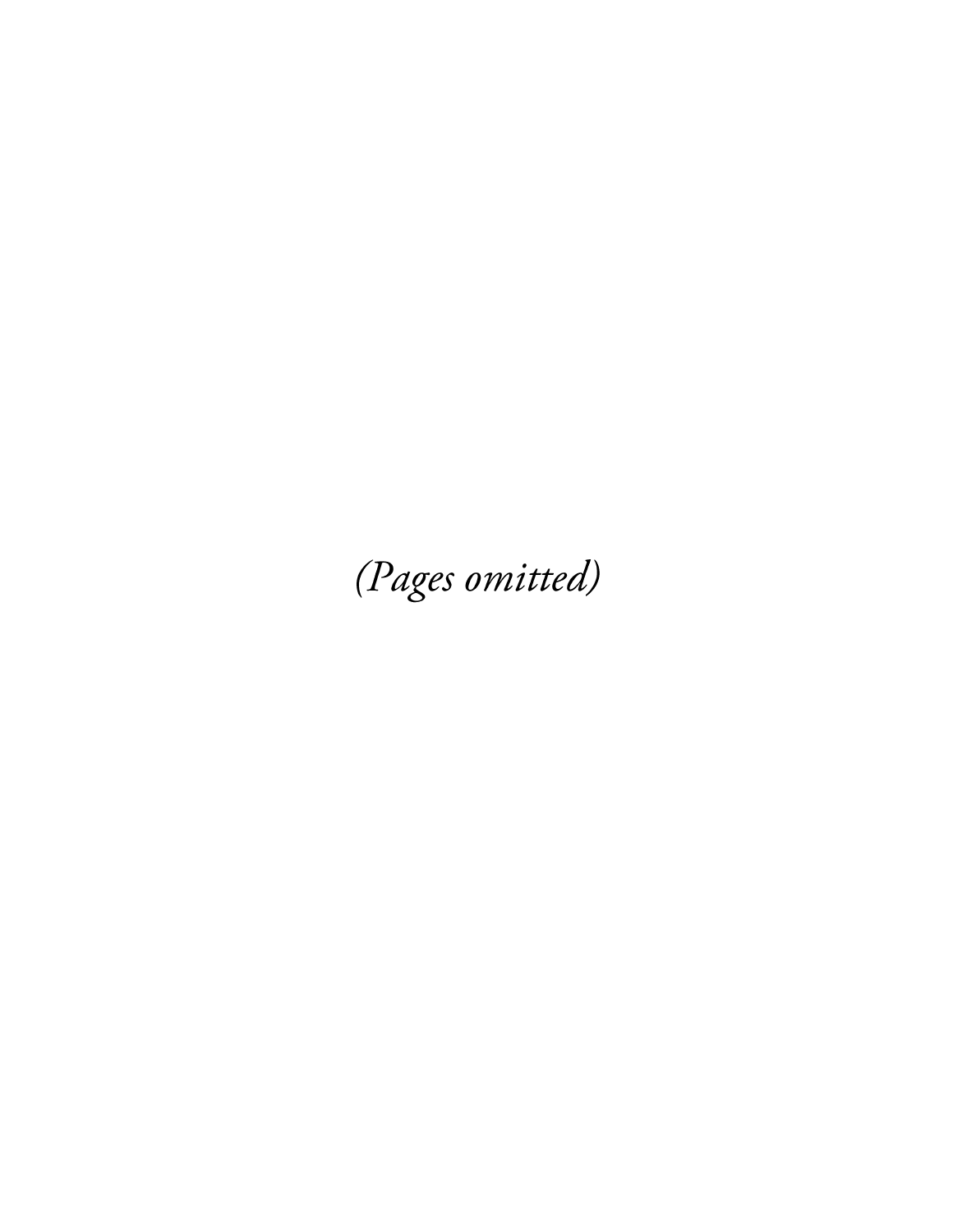*(Pages omitted)*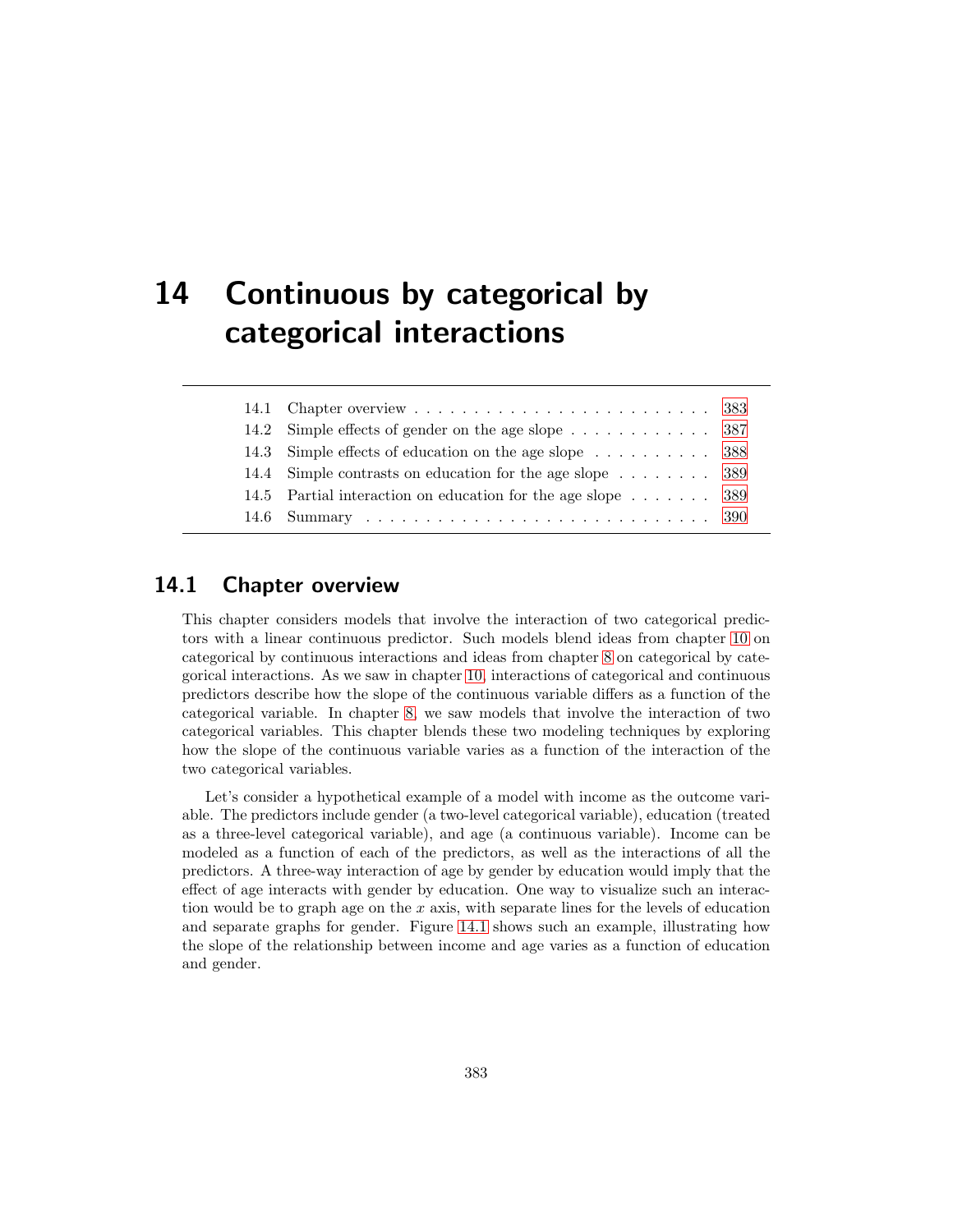# 14 Continuous by categorical by categorical interactions

| | | |
|---|---|---|
| 14.1 | Chapter overview | 383 |
| 14.2 | Simple effects of gender on the age slope | 387 |
| 14.3 | Simple effects of education on the age slope | 388 |
| 14.4 | Simple contrasts on education for the age slope | 389 |
| 14.5 | Partial interaction on education for the age slope | 389 |
| 14.6 | Summary | 390 |

## 14.1 Chapter overview

This chapter considers models that involve the interaction of two categorical predictors with a linear continuous predictor. Such models blend ideas from chapter 10 on categorical by continuous interactions and ideas from chapter 8 on categorical by categorical interactions. As we saw in chapter 10, interactions of categorical and continuous predictors describe how the slope of the continuous variable differs as a function of the categorical variable. In chapter 8, we saw models that involve the interaction of two categorical variables. This chapter blends these two modeling techniques by exploring how the slope of the continuous variable varies as a function of the interaction of the two categorical variables.

Let's consider a hypothetical example of a model with income as the outcome variable. The predictors include gender (a two-level categorical variable), education (treated as a three-level categorical variable), and age (a continuous variable). Income can be modeled as a function of each of the predictors, as well as the interactions of all the predictors. A three-way interaction of age by gender by education would imply that the effect of age interacts with gender by education. One way to visualize such an interaction would be to graph age on the $x$ axis, with separate lines for the levels of education and separate graphs for gender. Figure 14.1 shows such an example, illustrating how the slope of the relationship between income and age varies as a function of education and gender.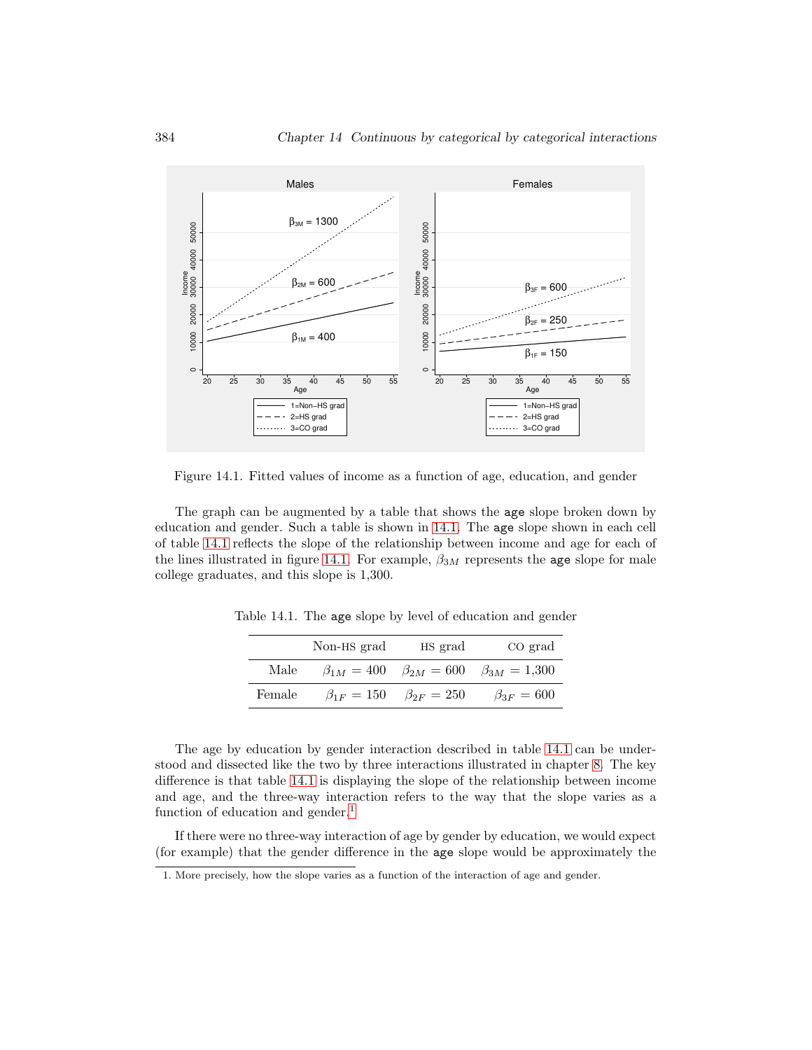Figure 14.1. Fitted values of income as a function of age, education, and gender

The graph can be augmented by a table that shows the `age` slope broken down by education and gender. Such a table is shown in 14.1. The `age` slope shown in each cell of table 14.1 reflects the slope of the relationship between income and age for each of the lines illustrated in figure 14.1. For example, $\beta_{3M}$ represents the `age` slope for male college graduates, and this slope is 1,300.

Table 14.1. The `age` slope by level of education and gender

| | Non-HS grad | HS grad | CO grad |
|---|---|---|---|
| Male | $\beta_{1M} = 400$ | $\beta_{2M} = 600$ | $\beta_{3M} = 1{,}300$ |
| Female | $\beta_{1F} = 150$ | $\beta_{2F} = 250$ | $\beta_{3F} = 600$ |

The age by education by gender interaction described in table 14.1 can be understood and dissected like the two by three interactions illustrated in chapter 8. The key difference is that table 14.1 is displaying the slope of the relationship between income and age, and the three-way interaction refers to the way that the slope varies as a function of education and gender.[1]

If there were no three-way interaction of age by gender by education, we would expect (for example) that the gender difference in the `age` slope would be approximately the

1. More precisely, how the slope varies as a function of the interaction of age and gender.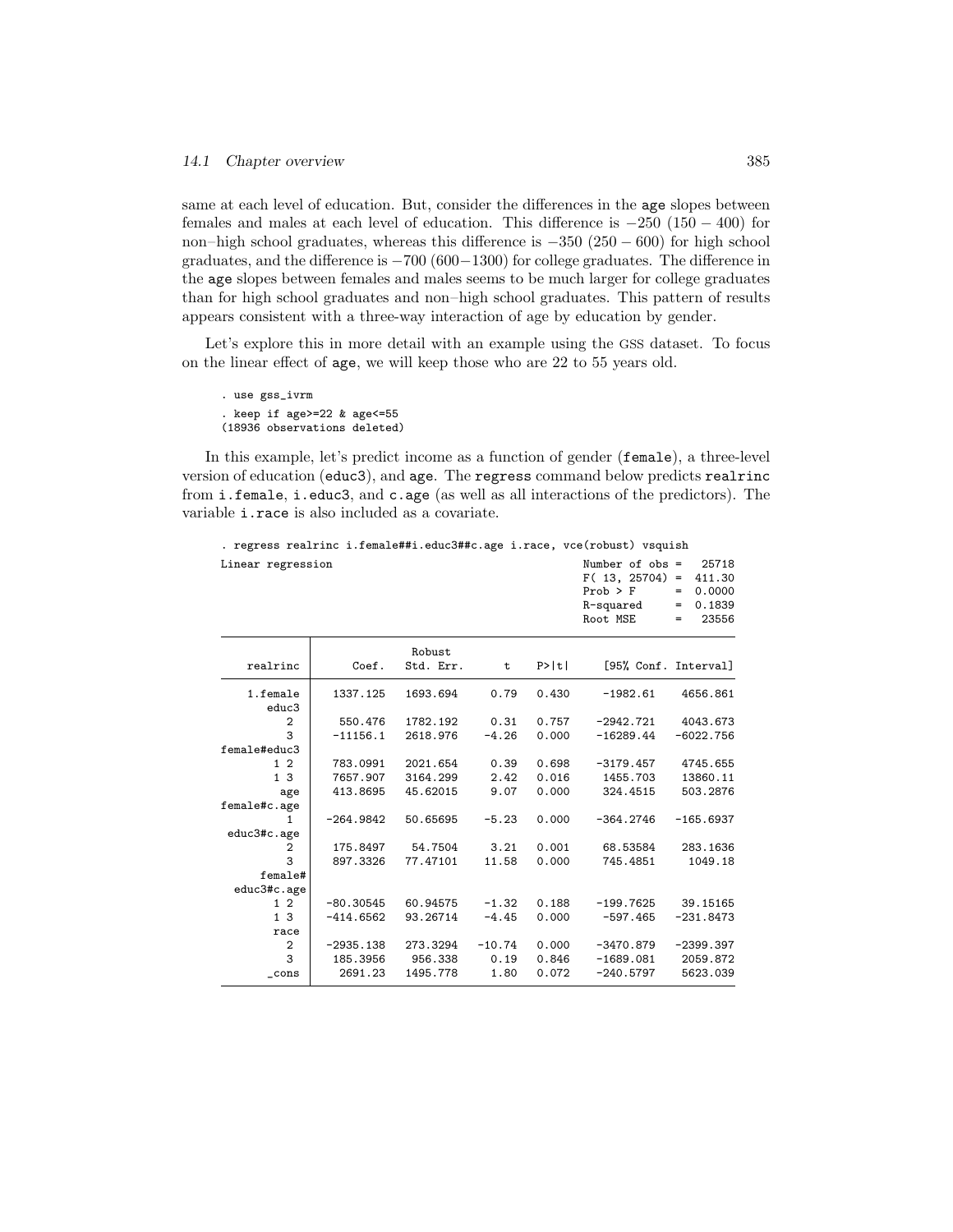same at each level of education. But, consider the differences in the `age` slopes between females and males at each level of education. This difference is $-250$ $(150 - 400)$ for non–high school graduates, whereas this difference is $-350$ $(250 - 600)$ for high school graduates, and the difference is $-700$ $(600 - 1300)$ for college graduates. The difference in the `age` slopes between females and males seems to be much larger for college graduates than for high school graduates and non–high school graduates. This pattern of results appears consistent with a three-way interaction of age by education by gender.

Let's explore this in more detail with an example using the GSS dataset. To focus on the linear effect of `age`, we will keep those who are 22 to 55 years old.

```
. use gss_ivrm
. keep if age>=22 & age<=55
(18936 observations deleted)
```

In this example, let's predict income as a function of gender (`female`), a three-level version of education (`educ3`), and `age`. The `regress` command below predicts `realrinc` from `i.female`, `i.educ3`, and `c.age` (as well as all interactions of the predictors). The variable `i.race` is also included as a covariate.

```
. regress realrinc i.female##i.educ3##c.age i.race, vce(robust) vsquish
Linear regression                                      Number of obs =   25718
                                                       F( 13, 25704) =  411.30
                                                       Prob > F      =  0.0000
                                                       R-squared     =  0.1839
                                                       Root MSE      =   23556

------------------------------------------------------------------------------
             |               Robust
    realrinc |      Coef.   Std. Err.      t    P>|t|     [95% Conf. Interval]
-------------+----------------------------------------------------------------
    1.female |   1337.125   1693.694     0.79   0.430     -1982.61    4656.861
       educ3 |
          2  |    550.476   1782.192     0.31   0.757    -2942.721    4043.673
          3  |   -11156.1   2618.976    -4.26   0.000    -16289.44   -6022.756
female#educ3 |
        1 2  |   783.0991   2021.654     0.39   0.698    -3179.457    4745.655
        1 3  |   7657.907   3164.299     2.42   0.016     1455.703    13860.11
         age |   413.8695   45.62015     9.07   0.000     324.4515    503.2876
female#c.age |
          1  |  -264.9842   50.65695    -5.23   0.000    -364.2746   -165.6937
 educ3#c.age |
          2  |   175.8497    54.7504     3.21   0.001     68.53584    283.1636
          3  |   897.3326   77.47101    11.58   0.000     745.4851     1049.18
     female# |
 educ3#c.age |
        1 2  |  -80.30545   60.94575    -1.32   0.188    -199.7625    39.15165
        1 3  |  -414.6562   93.26714    -4.45   0.000     -597.465   -231.8473
        race |
          2  |  -2935.138   273.3294   -10.74   0.000    -3470.879   -2399.397
          3  |   185.3956    956.338     0.19   0.846    -1689.081    2059.872
       _cons |    2691.23   1495.778     1.80   0.072    -240.5797    5623.039
------------------------------------------------------------------------------
```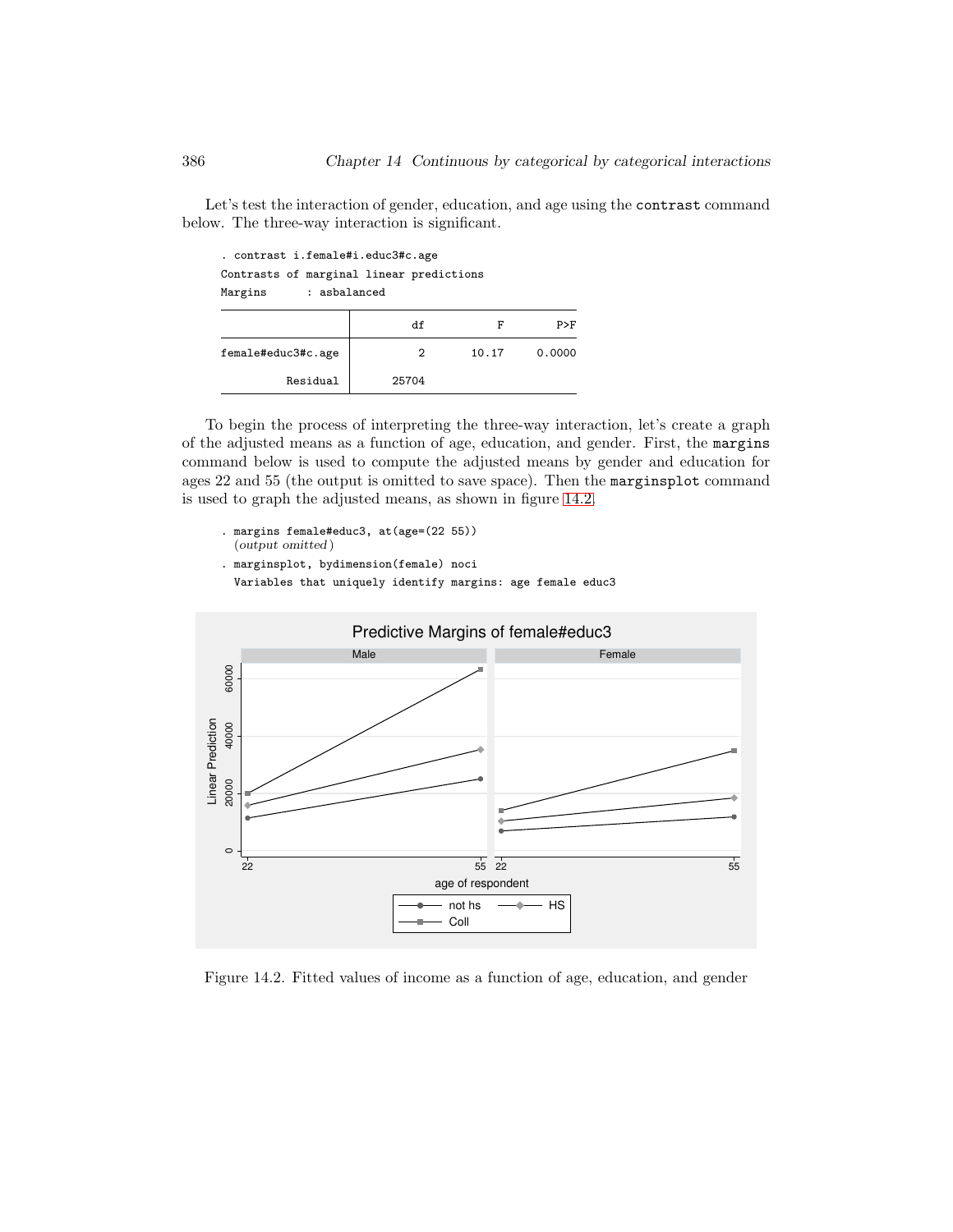Let's test the interaction of gender, education, and age using the `contrast` command below. The three-way interaction is significant.

```
. contrast i.female#i.educ3#c.age
Contrasts of marginal linear predictions
Margins      : asbalanced
```

| | df | F | P>F |
|---|---|---|---|
| female#educ3#c.age | 2 | 10.17 | 0.0000 |
| Residual | 25704 | | |

To begin the process of interpreting the three-way interaction, let's create a graph of the adjusted means as a function of age, education, and gender. First, the `margins` command below is used to compute the adjusted means by gender and education for ages 22 and 55 (the output is omitted to save space). Then the `marginsplot` command is used to graph the adjusted means, as shown in figure 14.2.

```
. margins female#educ3, at(age=(22 55))
  (output omitted)
. marginsplot, bydimension(female) noci
  Variables that uniquely identify margins: age female educ3
```

Figure 14.2. Fitted values of income as a function of age, education, and gender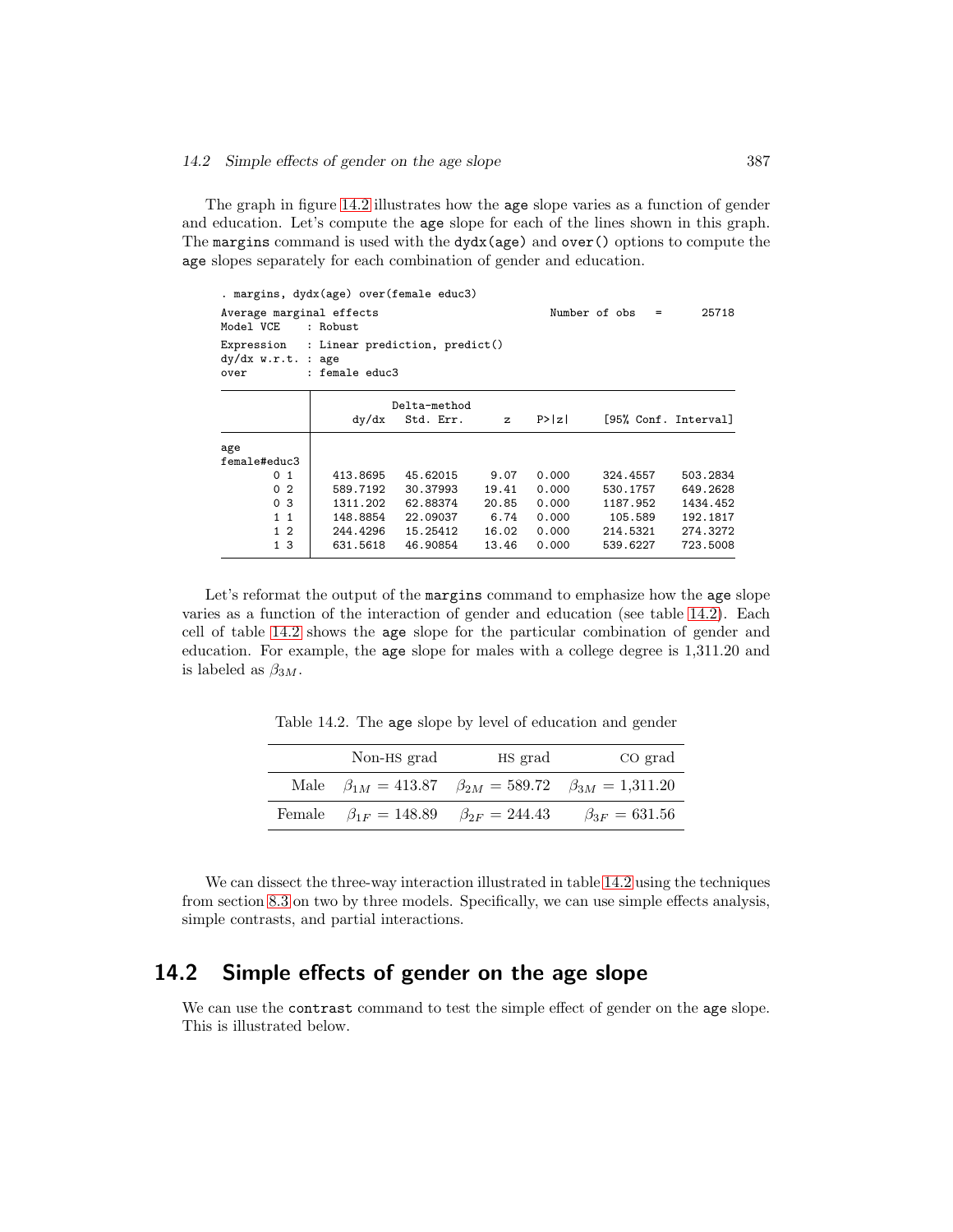The graph in figure 14.2 illustrates how the age slope varies as a function of gender and education. Let's compute the age slope for each of the lines shown in this graph. The margins command is used with the dydx(age) and over() options to compute the age slopes separately for each combination of gender and education.

```
. margins, dydx(age) over(female educ3)

Average marginal effects                          Number of obs   =      25718
Model VCE    : Robust

Expression   : Linear prediction, predict()
dy/dx w.r.t. : age
over         : female educ3

------------------------------------------------------------------------------
             |            Delta-method
             |      dy/dx   Std. Err.      z    P>|z|     [95% Conf. Interval]
-------------+----------------------------------------------------------------
age          |
female#educ3 |
        0 1  |   413.8695   45.62015     9.07   0.000     324.4557    503.2834
        0 2  |   589.7192   30.37993    19.41   0.000     530.1757    649.2628
        0 3  |   1311.202   62.88374    20.85   0.000     1187.952    1434.452
        1 1  |   148.8854   22.09037     6.74   0.000      105.589    192.1817
        1 2  |   244.4296   15.25412    16.02   0.000     214.5321    274.3272
        1 3  |   631.5618   46.90854    13.46   0.000     539.6227    723.5008
------------------------------------------------------------------------------
```

Let's reformat the output of the margins command to emphasize how the age slope varies as a function of the interaction of gender and education (see table 14.2). Each cell of table 14.2 shows the age slope for the particular combination of gender and education. For example, the age slope for males with a college degree is 1,311.20 and is labeled as $\beta_{3M}$.

Table 14.2. The age slope by level of education and gender

| | Non-HS grad | HS grad | CO grad |
|---|---|---|---|
| Male | $\beta_{1M} = 413.87$ | $\beta_{2M} = 589.72$ | $\beta_{3M} = 1{,}311.20$ |
| Female | $\beta_{1F} = 148.89$ | $\beta_{2F} = 244.43$ | $\beta_{3F} = 631.56$ |

We can dissect the three-way interaction illustrated in table 14.2 using the techniques from section 8.3 on two by three models. Specifically, we can use simple effects analysis, simple contrasts, and partial interactions.

## 14.2 Simple effects of gender on the age slope

We can use the contrast command to test the simple effect of gender on the age slope. This is illustrated below.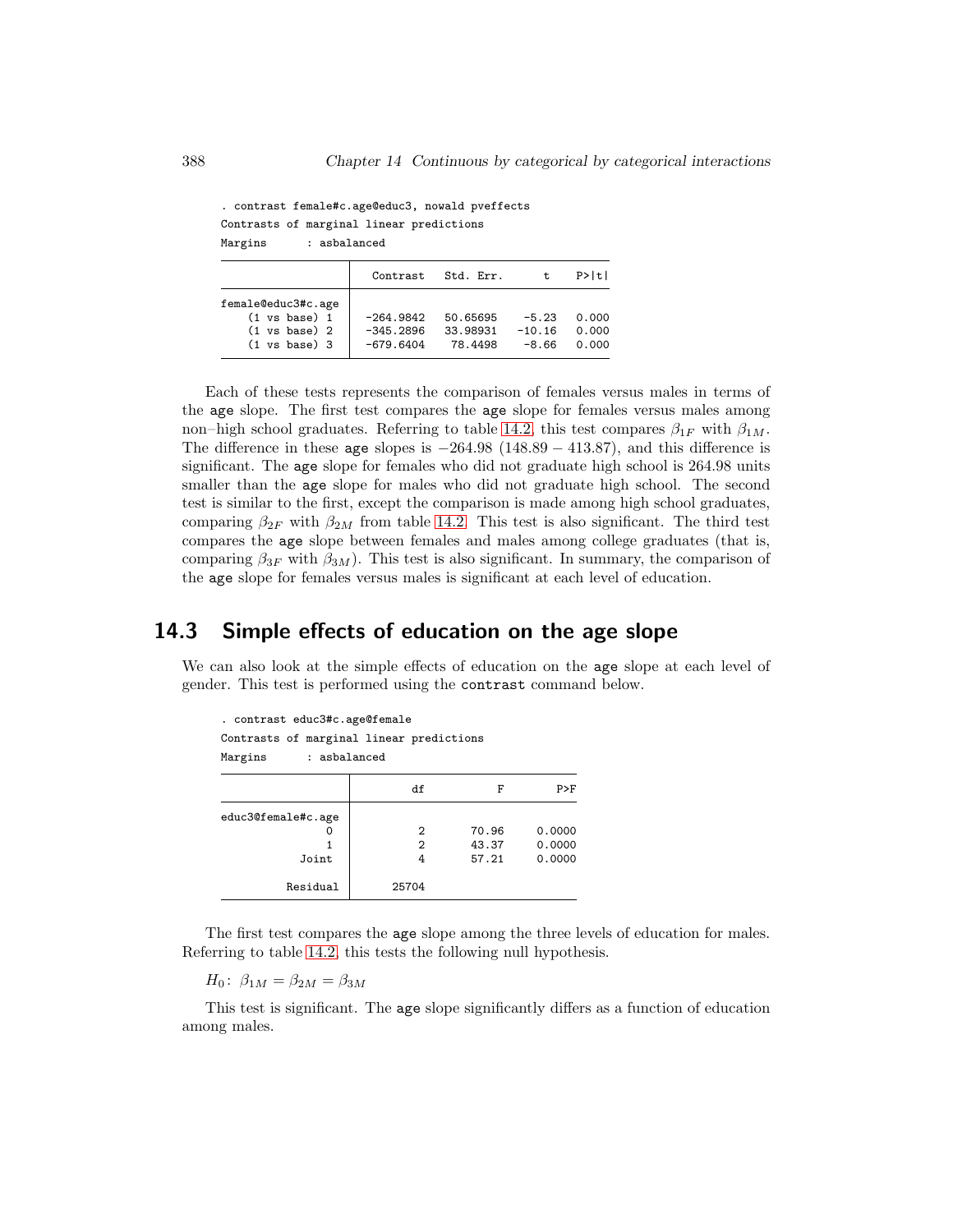```
. contrast female#c.age@educ3, nowald pveffects
Contrasts of marginal linear predictions
Margins      : asbalanced

                    |   Contrast   Std. Err.       t    P>|t|
--------------------+-----------------------------------------
female@educ3#c.age  |
    (1 vs base) 1   |  -264.9842   50.65695    -5.23   0.000
    (1 vs base) 2   |  -345.2896   33.98931   -10.16   0.000
    (1 vs base) 3   |  -679.6404    78.4498    -8.66   0.000
```

Each of these tests represents the comparison of females versus males in terms of the age slope. The first test compares the age slope for females versus males among non–high school graduates. Referring to table 14.2, this test compares $\beta_{1F}$ with $\beta_{1M}$. The difference in these age slopes is $-264.98$ $(148.89 - 413.87)$, and this difference is significant. The age slope for females who did not graduate high school is 264.98 units smaller than the age slope for males who did not graduate high school. The second test is similar to the first, except the comparison is made among high school graduates, comparing $\beta_{2F}$ with $\beta_{2M}$ from table 14.2. This test is also significant. The third test compares the age slope between females and males among college graduates (that is, comparing $\beta_{3F}$ with $\beta_{3M}$). This test is also significant. In summary, the comparison of the age slope for females versus males is significant at each level of education.

## 14.3 Simple effects of education on the age slope

We can also look at the simple effects of education on the age slope at each level of gender. This test is performed using the contrast command below.

```
. contrast educ3#c.age@female
Contrasts of marginal linear predictions
Margins      : asbalanced

                    |         df           F        P>F
--------------------+-----------------------------------
educ3@female#c.age  |
                 0  |          2       70.96     0.0000
                 1  |          2       43.37     0.0000
             Joint  |          4       57.21     0.0000
                    |
          Residual  |      25704
```

The first test compares the age slope among the three levels of education for males. Referring to table 14.2, this tests the following null hypothesis.

$H_0$: $\beta_{1M} = \beta_{2M} = \beta_{3M}$

This test is significant. The age slope significantly differs as a function of education among males.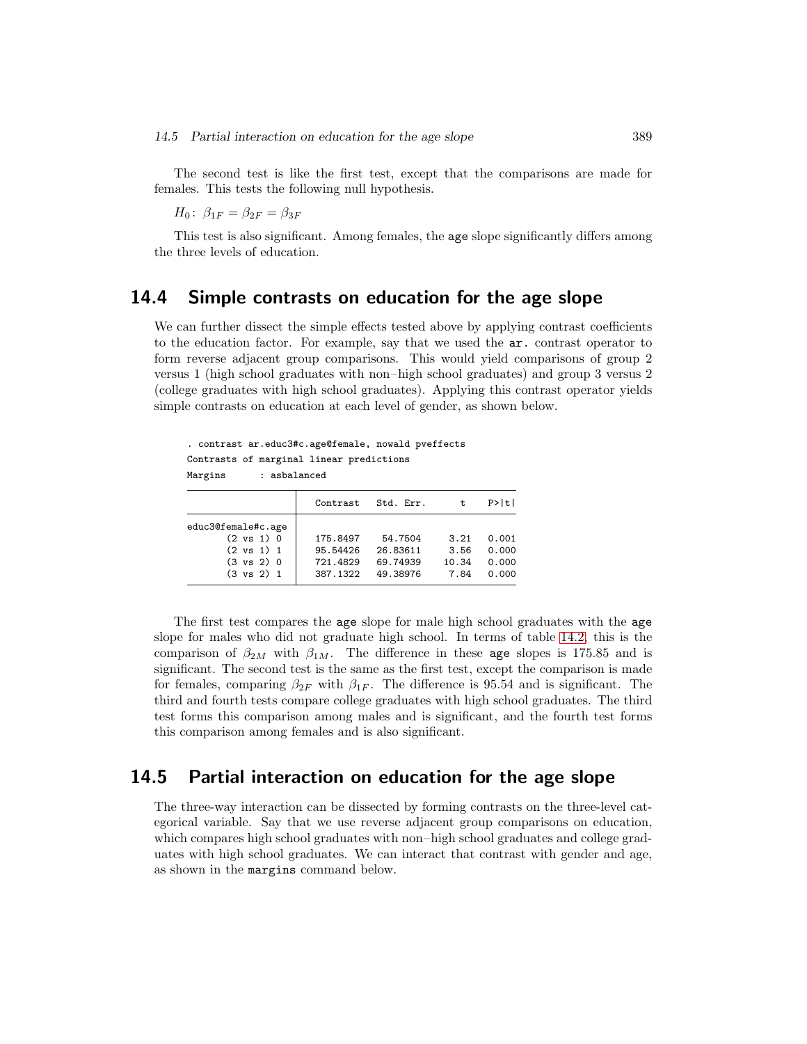The second test is like the first test, except that the comparisons are made for females. This tests the following null hypothesis.

$H_0\colon\ \beta_{1F} = \beta_{2F} = \beta_{3F}$

This test is also significant. Among females, the `age` slope significantly differs among the three levels of education.

## 14.4 Simple contrasts on education for the age slope

We can further dissect the simple effects tested above by applying contrast coefficients to the education factor. For example, say that we used the `ar.` contrast operator to form reverse adjacent group comparisons. This would yield comparisons of group 2 versus 1 (high school graduates with non–high school graduates) and group 3 versus 2 (college graduates with high school graduates). Applying this contrast operator yields simple contrasts on education at each level of gender, as shown below.

```
. contrast ar.educ3#c.age@female, nowald pveffects
Contrasts of marginal linear predictions
Margins      : asbalanced

------------------------------------------------------------
                   |   Contrast   Std. Err.      t    P>|t|
-------------------+----------------------------------------
educ3@female#c.age |
        (2 vs 1) 0 |   175.8497    54.7504    3.21   0.001
        (2 vs 1) 1 |   95.54426   26.83611    3.56   0.000
        (3 vs 2) 0 |   721.4829   69.74939   10.34   0.000
        (3 vs 2) 1 |   387.1322   49.38976    7.84   0.000
------------------------------------------------------------
```

The first test compares the `age` slope for male high school graduates with the `age` slope for males who did not graduate high school. In terms of table 14.2, this is the comparison of $\beta_{2M}$ with $\beta_{1M}$. The difference in these `age` slopes is 175.85 and is significant. The second test is the same as the first test, except the comparison is made for females, comparing $\beta_{2F}$ with $\beta_{1F}$. The difference is 95.54 and is significant. The third and fourth tests compare college graduates with high school graduates. The third test forms this comparison among males and is significant, and the fourth test forms this comparison among females and is also significant.

## 14.5 Partial interaction on education for the age slope

The three-way interaction can be dissected by forming contrasts on the three-level categorical variable. Say that we use reverse adjacent group comparisons on education, which compares high school graduates with non–high school graduates and college graduates with high school graduates. We can interact that contrast with gender and age, as shown in the `margins` command below.